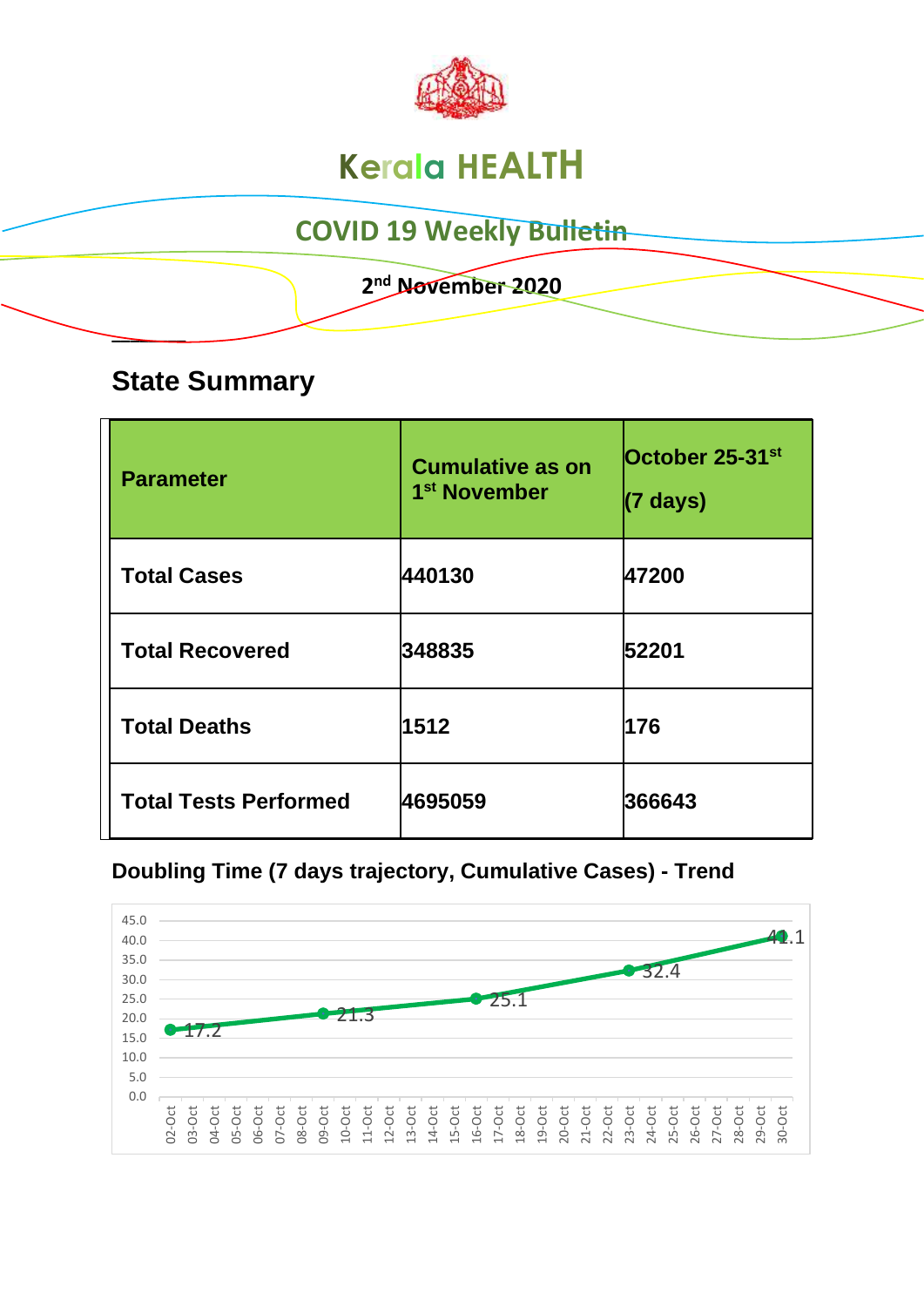# Kerala HEALTH

## COVID 19 Weekly Bulletin

**2nd November 2020**

## State Summary

| Parameter | Cumulative as on 1st November | October 25-31st (7 days) |
|---|---|---|
| Total Cases | 440130 | 47200 |
| Total Recovered | 348835 | 52201 |
| Total Deaths | 1512 | 176 |
| Total Tests Performed | 4695059 | 366643 |

### Doubling Time (7 days trajectory, Cumulative Cases) - Trend

| Date | Doubling Time |
|---|---|
| 02-Oct | 17.2 |
| 09-Oct | 21.3 |
| 16-Oct | 25.1 |
| 23-Oct | 32.4 |
| 30-Oct | 41.1 |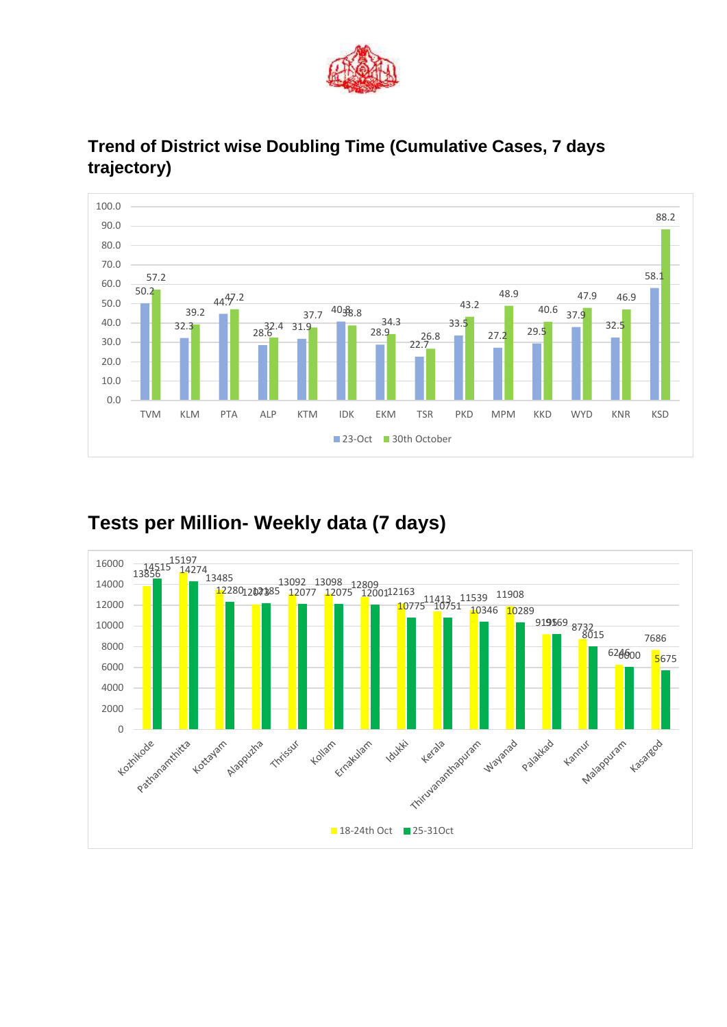## Trend of District wise Doubling Time (Cumulative Cases, 7 days trajectory)

| District | 23-Oct | 30th October |
|---|---|---|
| TVM | 50.2 | 57.2 |
| KLM | 32.3 | 39.2 |
| PTA | 44.7 | 47.2 |
| ALP | 28.6 | 32.4 |
| KTM | 31.9 | 37.7 |
| IDK | 40.8 | 38.8 |
| EKM | 28.9 | 34.3 |
| TSR | 22.7 | 26.8 |
| PKD | 33.5 | 43.2 |
| MPM | 27.2 | 48.9 |
| KKD | 29.5 | 40.6 |
| WYD | 37.9 | 47.9 |
| KNR | 32.5 | 46.9 |
| KSD | 58.1 | 88.2 |

## Tests per Million- Weekly data (7 days)

| District | 18-24th Oct | 25-31Oct |
|---|---|---|
| Kozhikode | 13856 | 14515 |
| Pathanamthitta | 15197 | 14274 |
| Kottayam | 13485 | 12280 |
| Alappuzha | 12073 | 12185 |
| Thrissur | 13092 | 12077 |
| Kollam | 13098 | 12075 |
| Ernakulam | 12809 | 12001 |
| Idukki | 12163 | 10775 |
| Kerala | 11413 | 10751 |
| Thiruvananthapuram | 11539 | 10346 |
| Wayanad | 11908 | 10289 |
| Palakkad | 9191 | 9169 |
| Kannur | 8732 | 8015 |
| Malappuram | 6246 | 6000 |
| Kasargod | 7686 | 5675 |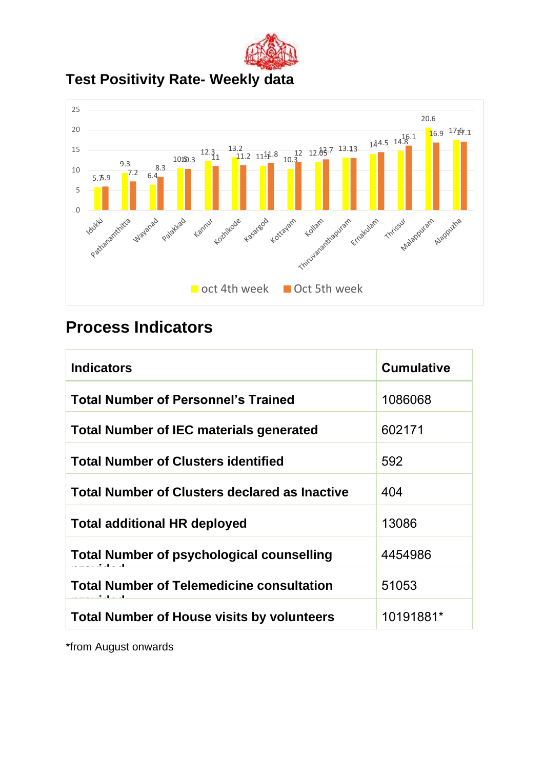## Test Positivity Rate- Weekly data

| District | oct 4th week | Oct 5th week |
|---|---|---|
| Idukki | 5.7 | 5.9 |
| Pathanamthitta | 9.3 | 7.2 |
| Wayanad | 6.4 | 8.3 |
| Palakkad | 10.5 | 10.3 |
| Kannur | 12.3 | 11 |
| Kozhikode | 13.2 | 11.2 |
| Kasargod | 11.1 | 11.8 |
| Kottayam | 10.3 | 12 |
| Kollam | 12.05 | 12.7 |
| Thiruvananthapuram | 13.1 | 13 |
| Ernakulam | 14 | 14.5 |
| Thrissur | 14.8 | 16.1 |
| Malappuram | 20.6 | 16.9 |
| Alappuzha | 17.6 | 17.1 |

## Process Indicators

| Indicators | Cumulative |
|---|---|
| **Total Number of Personnel's Trained** | 1086068 |
| **Total Number of IEC materials generated** | 602171 |
| **Total Number of Clusters identified** | 592 |
| **Total Number of Clusters declared as Inactive** | 404 |
| **Total additional HR deployed** | 13086 |
| **Total Number of psychological counselling provided** | 4454986 |
| **Total Number of Telemedicine consultation provided** | 51053 |
| **Total Number of House visits by volunteers** | 10191881* |

*from August onwards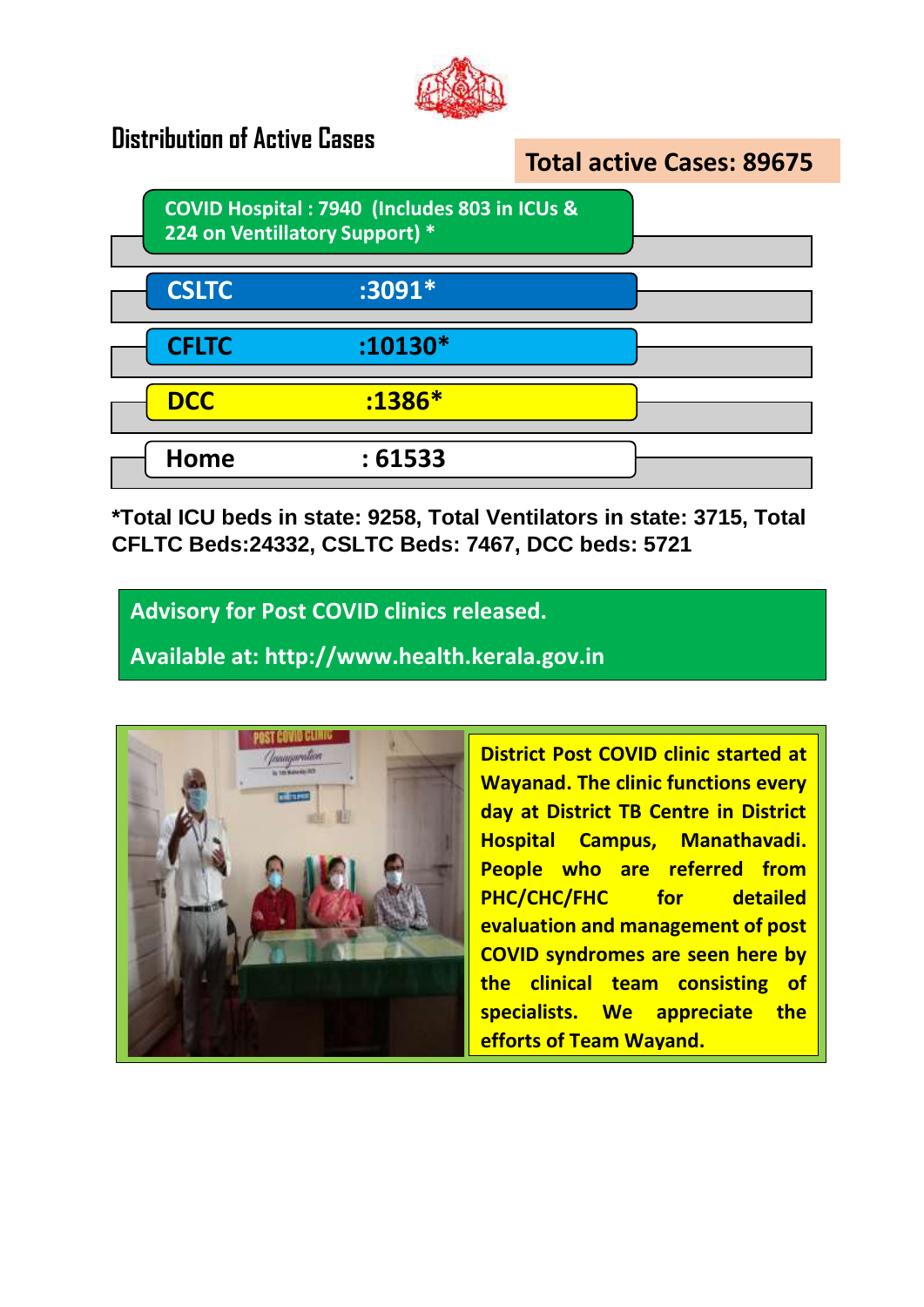## Distribution of Active Cases

**Total active Cases: 89675**

COVID Hospital : 7940 (Includes 803 in ICUs & 224 on Ventillatory Support) *

| | |
|---|---|
| CSLTC | :3091* |
| CFLTC | :10130* |
| DCC | :1386* |
| Home | : 61533 |

**\*Total ICU beds in state: 9258, Total Ventilators in state: 3715, Total CFLTC Beds:24332, CSLTC Beds: 7467, DCC beds: 5721**

**Advisory for Post COVID clinics released.**

**Available at: http://www.health.kerala.gov.in**

**District Post COVID clinic started at Wayanad. The clinic functions every day at District TB Centre in District Hospital Campus, Manathavadi. People who are referred from PHC/CHC/FHC for detailed evaluation and management of post COVID syndromes are seen here by the clinical team consisting of specialists. We appreciate the efforts of Team Wayand.**